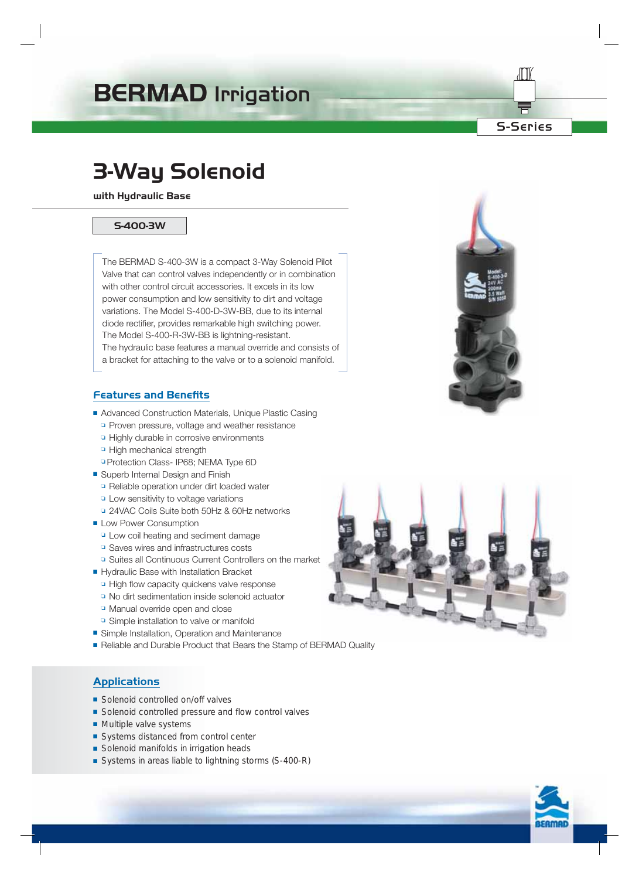# BERMAD Irrigation

S-Series

## 3-Way Solenoid

**with Hydraulic Base**

**S-400-3W**

The BERMAD S-400-3W is a compact 3-Way Solenoid Pilot Valve that can control valves independently or in combination with other control circuit accessories. It excels in its low power consumption and low sensitivity to dirt and voltage variations. The Model S-400-D-3W-BB, due to its internal diode rectifier, provides remarkable high switching power. The Model S-400-R-3W-BB is lightning-resistant.
The hydraulic base features a manual override and consists of a bracket for attaching to the valve or to a solenoid manifold.

### Features and Benefits

- Advanced Construction Materials, Unique Plastic Casing
  - Proven pressure, voltage and weather resistance
  - Highly durable in corrosive environments
  - High mechanical strength
  - Protection Class- IP68; NEMA Type 6D
- Superb Internal Design and Finish
  - Reliable operation under dirt loaded water
  - Low sensitivity to voltage variations
  - 24VAC Coils Suite both 50Hz & 60Hz networks
- Low Power Consumption
  - Low coil heating and sediment damage
  - Saves wires and infrastructures costs
  - Suites all Continuous Current Controllers on the market
- Hydraulic Base with Installation Bracket
  - High flow capacity quickens valve response
  - No dirt sedimentation inside solenoid actuator
  - Manual override open and close
  - Simple installation to valve or manifold
- Simple Installation, Operation and Maintenance
- Reliable and Durable Product that Bears the Stamp of BERMAD Quality

### Applications

- Solenoid controlled on/off valves
- Solenoid controlled pressure and flow control valves
- Multiple valve systems
- Systems distanced from control center
- Solenoid manifolds in irrigation heads
- Systems in areas liable to lightning storms (S-400-R)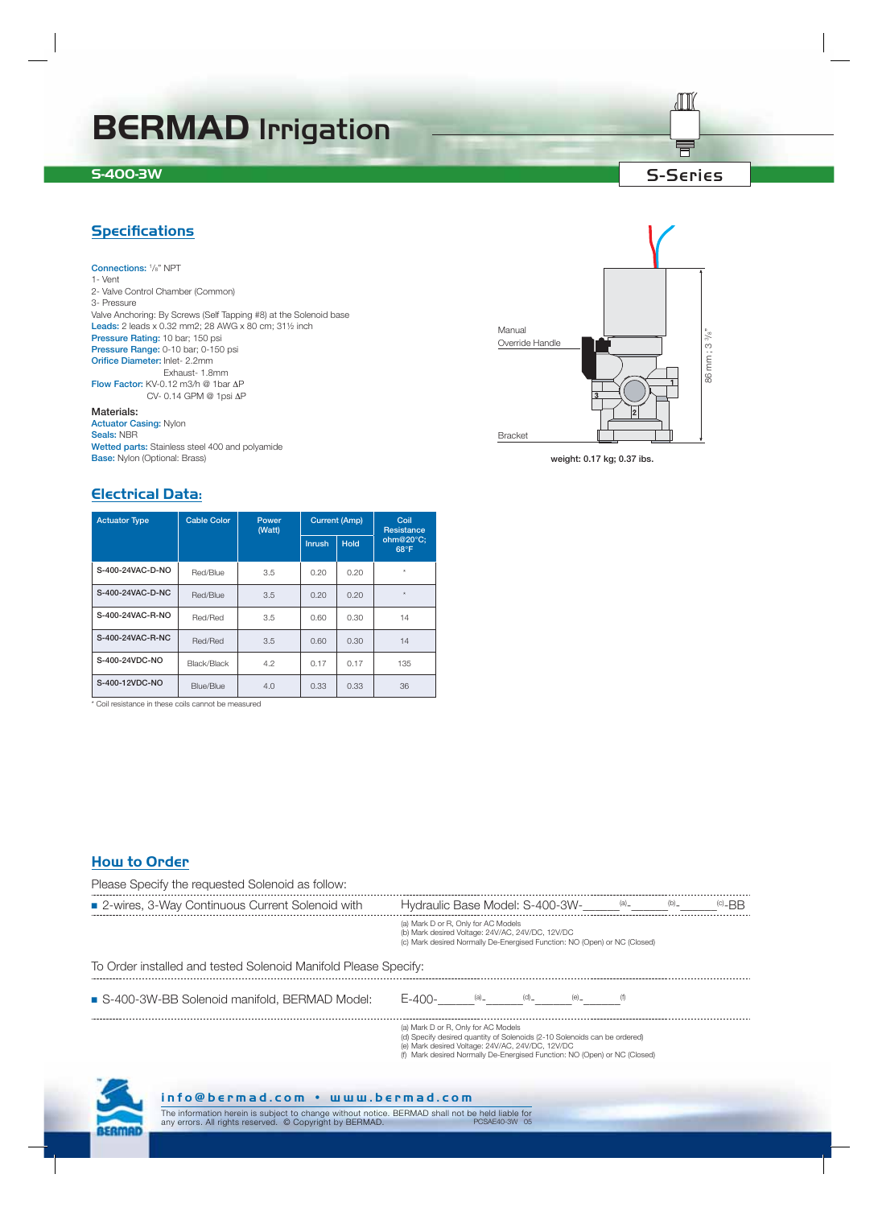# BERMAD Irrigation

**S-400-3W** — S-Series

## Specifications

**Connections:** 1/8" NPT
1- Vent
2- Valve Control Chamber (Common)
3- Pressure
Valve Anchoring: By Screws (Self Tapping #8) at the Solenoid base
**Leads:** 2 leads x 0.32 mm2; 28 AWG x 80 cm; 31½ inch
**Pressure Rating:** 10 bar; 150 psi
**Pressure Range:** 0-10 bar; 0-150 psi
**Orifice Diameter:** Inlet- 2.2mm
Exhaust- 1.8mm
**Flow Factor:** KV-0.12 m3/h @ 1bar ΔP
CV- 0.14 GPM @ 1psi ΔP

**Materials:**
**Actuator Casing:** Nylon
**Seals:** NBR
**Wetted parts:** Stainless steel 400 and polyamide
**Base:** Nylon (Optional: Brass)

Manual Override Handle

Bracket

86 mm ; 3 3/8"

1

2

3

weight: 0.17 kg; 0.37 ibs.

## Electrical Data:

| Actuator Type | Cable Color | Power (Watt) | Current (Amp) | | Coil Resistance ohm@20°C; 68°F |
|---|---|---|---|---|---|
| | | | Inrush | Hold | |
| S-400-24VAC-D-NO | Red/Blue | 3.5 | 0.20 | 0.20 | * |
| S-400-24VAC-D-NC | Red/Blue | 3.5 | 0.20 | 0.20 | * |
| S-400-24VAC-R-NO | Red/Red | 3.5 | 0.60 | 0.30 | 14 |
| S-400-24VAC-R-NC | Red/Red | 3.5 | 0.60 | 0.30 | 14 |
| S-400-24VDC-NO | Black/Black | 4.2 | 0.17 | 0.17 | 135 |
| S-400-12VDC-NO | Blue/Blue | 4.0 | 0.33 | 0.33 | 36 |

* Coil resistance in these coils cannot be measured

## How to Order

Please Specify the requested Solenoid as follow:

- 2-wires, 3-Way Continuous Current Solenoid with — Hydraulic Base Model: S-400-3W-______(a)-______(b)-______(c)-BB

(a) Mark D or R, Only for AC Models
(b) Mark desired Voltage: 24V/AC, 24V/DC, 12V/DC
(c) Mark desired Normally De-Energised Function: NO (Open) or NC (Closed)

To Order installed and tested Solenoid Manifold Please Specify:

- S-400-3W-BB Solenoid manifold, BERMAD Model: — E-400-______(a)-______(d)-______(e)-______(f)

(a) Mark D or R, Only for AC Models
(d) Specify desired quantity of Solenoids (2-10 Solenoids can be ordered)
(e) Mark desired Voltage: 24V/AC, 24V/DC, 12V/DC
(f) Mark desired Normally De-Energised Function: NO (Open) or NC (Closed)

info@bermad.com • www.bermad.com

The information herein is subject to change without notice. BERMAD shall not be held liable for any errors. All rights reserved. © Copyright by BERMAD. PCSAE40-3W 05